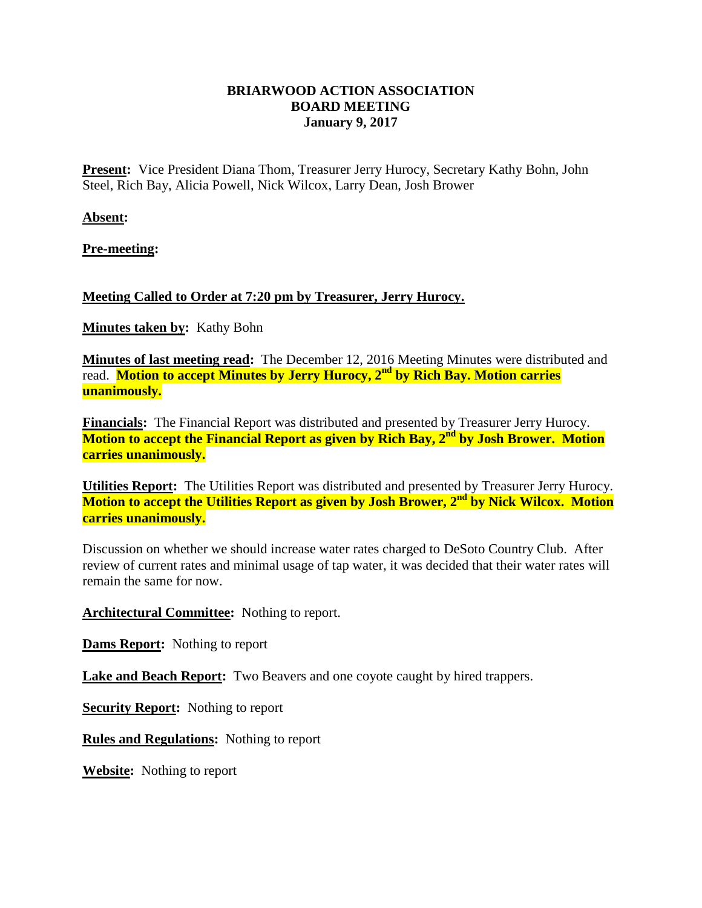**BRIARWOOD ACTION ASSOCIATION**
**BOARD MEETING**
**January 9, 2017**

**Present:** Vice President Diana Thom, Treasurer Jerry Hurocy, Secretary Kathy Bohn, John Steel, Rich Bay, Alicia Powell, Nick Wilcox, Larry Dean, Josh Brower

**Absent:**

**Pre-meeting:**

**Meeting Called to Order at 7:20 pm by Treasurer, Jerry Hurocy.**

**Minutes taken by:** Kathy Bohn

**Minutes of last meeting read:** The December 12, 2016 Meeting Minutes were distributed and read. **Motion to accept Minutes by Jerry Hurocy, 2nd by Rich Bay. Motion carries unanimously.**

**Financials:** The Financial Report was distributed and presented by Treasurer Jerry Hurocy. **Motion to accept the Financial Report as given by Rich Bay, 2nd by Josh Brower. Motion carries unanimously.**

**Utilities Report:** The Utilities Report was distributed and presented by Treasurer Jerry Hurocy. **Motion to accept the Utilities Report as given by Josh Brower, 2nd by Nick Wilcox. Motion carries unanimously.**

Discussion on whether we should increase water rates charged to DeSoto Country Club. After review of current rates and minimal usage of tap water, it was decided that their water rates will remain the same for now.

**Architectural Committee:** Nothing to report.

**Dams Report:** Nothing to report

**Lake and Beach Report:** Two Beavers and one coyote caught by hired trappers.

**Security Report:** Nothing to report

**Rules and Regulations:** Nothing to report

**Website:** Nothing to report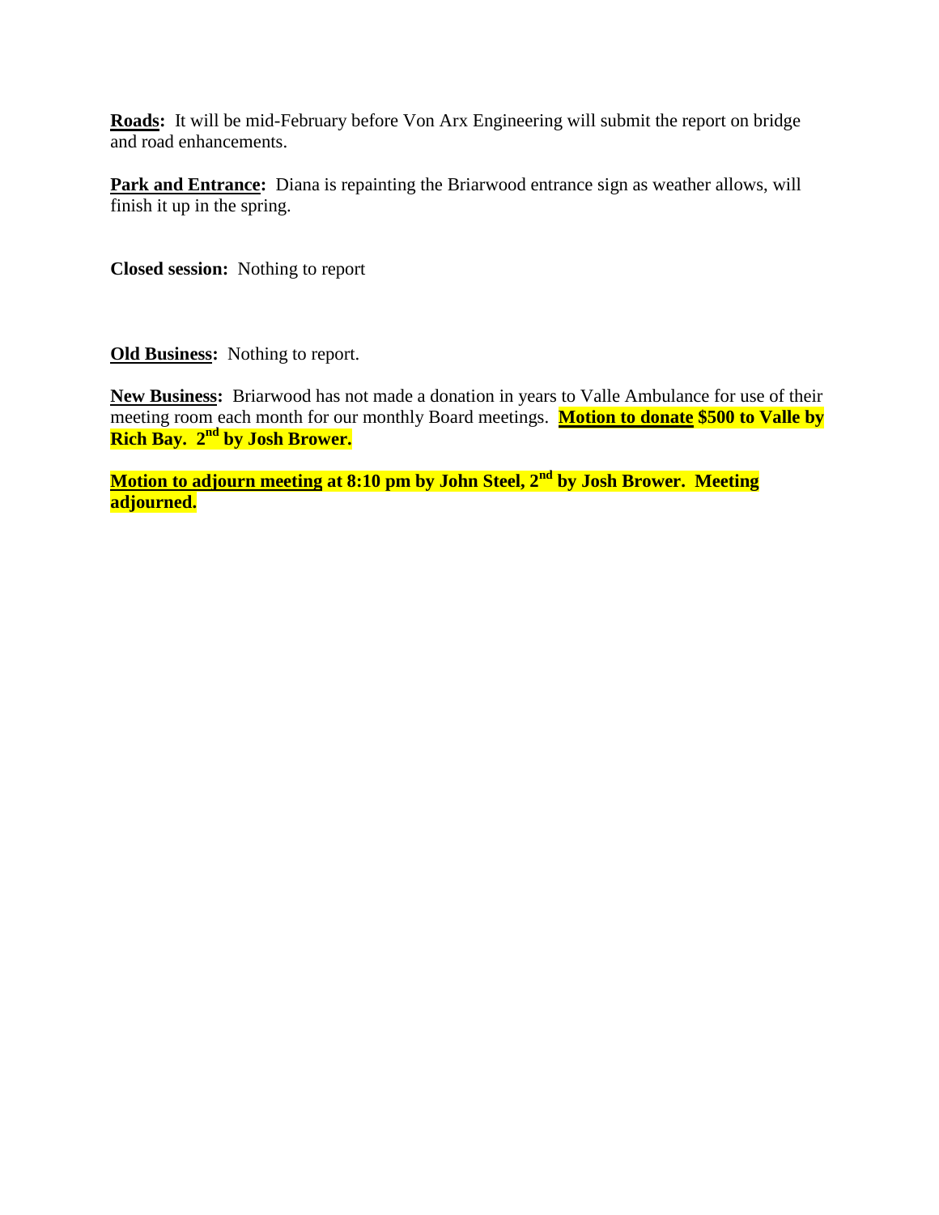**Roads:** It will be mid-February before Von Arx Engineering will submit the report on bridge and road enhancements.

**Park and Entrance:** Diana is repainting the Briarwood entrance sign as weather allows, will finish it up in the spring.

**Closed session:** Nothing to report

**Old Business:** Nothing to report.

**New Business:** Briarwood has not made a donation in years to Valle Ambulance for use of their meeting room each month for our monthly Board meetings. **Motion to donate $500 to Valle by Rich Bay. 2nd by Josh Brower.**

**Motion to adjourn meeting at 8:10 pm by John Steel, 2nd by Josh Brower. Meeting adjourned.**